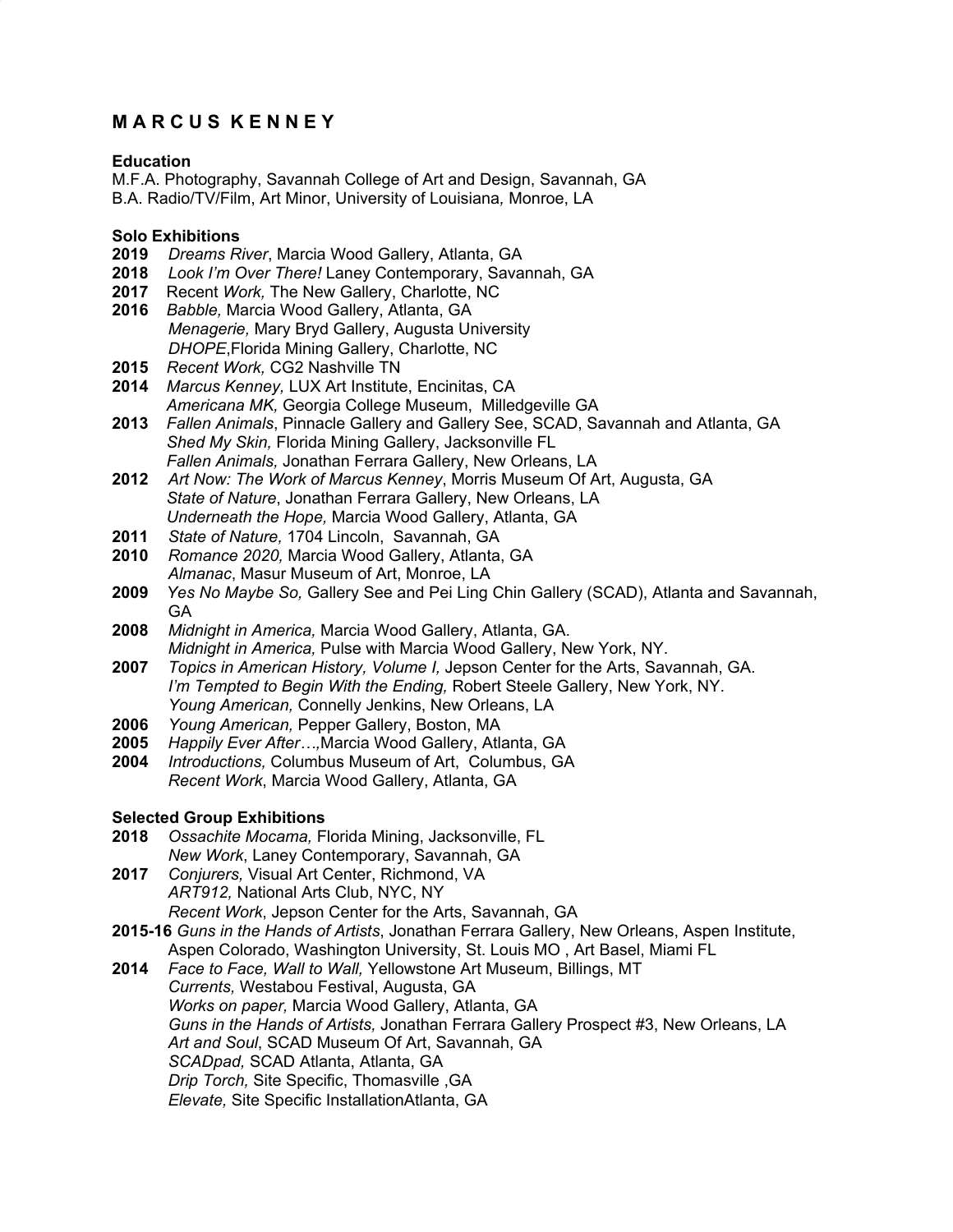# M A R C U S  K E N N E Y

## Education

M.F.A. Photography, Savannah College of Art and Design, Savannah, GA
B.A. Radio/TV/Film, Art Minor, University of Louisiana*,* Monroe, LA

## Solo Exhibitions

**2019** *Dreams River*, Marcia Wood Gallery, Atlanta, GA
**2018** *Look I'm Over There!* Laney Contemporary, Savannah, GA
**2017** Recent *Work,* The New Gallery, Charlotte, NC
**2016** *Babble,* Marcia Wood Gallery, Atlanta, GA
*Menagerie,* Mary Bryd Gallery, Augusta University
*DHOPE*,Florida Mining Gallery, Charlotte, NC
**2015** *Recent Work,* CG2 Nashville TN
**2014** *Marcus Kenney,* LUX Art Institute, Encinitas, CA
*Americana MK,* Georgia College Museum, Milledgeville GA
**2013** *Fallen Animals*, Pinnacle Gallery and Gallery See, SCAD, Savannah and Atlanta, GA
*Shed My Skin,* Florida Mining Gallery, Jacksonville FL
*Fallen Animals,* Jonathan Ferrara Gallery, New Orleans, LA
**2012** *Art Now: The Work of Marcus Kenney*, Morris Museum Of Art, Augusta, GA
*State of Nature*, Jonathan Ferrara Gallery, New Orleans, LA
*Underneath the Hope,* Marcia Wood Gallery, Atlanta, GA
**2011** *State of Nature,* 1704 Lincoln, Savannah, GA
**2010** *Romance 2020,* Marcia Wood Gallery, Atlanta, GA
*Almanac*, Masur Museum of Art, Monroe, LA
**2009** *Yes No Maybe So,* Gallery See and Pei Ling Chin Gallery (SCAD), Atlanta and Savannah, GA
**2008** *Midnight in America,* Marcia Wood Gallery, Atlanta, GA.
*Midnight in America,* Pulse with Marcia Wood Gallery, New York, NY.
**2007** *Topics in American History, Volume I,* Jepson Center for the Arts, Savannah, GA.
*I'm Tempted to Begin With the Ending,* Robert Steele Gallery, New York, NY.
*Young American,* Connelly Jenkins, New Orleans, LA
**2006** *Young American,* Pepper Gallery, Boston, MA
**2005** *Happily Ever After…,*Marcia Wood Gallery, Atlanta, GA
**2004** *Introductions,* Columbus Museum of Art, Columbus, GA
*Recent Work*, Marcia Wood Gallery, Atlanta, GA

## Selected Group Exhibitions

**2018** *Ossachite Mocama,* Florida Mining, Jacksonville, FL
*New Work*, Laney Contemporary, Savannah, GA
**2017** *Conjurers,* Visual Art Center, Richmond, VA
*ART912,* National Arts Club, NYC, NY
*Recent Work*, Jepson Center for the Arts, Savannah, GA
**2015-16** *Guns in the Hands of Artists*, Jonathan Ferrara Gallery, New Orleans, Aspen Institute, Aspen Colorado, Washington University, St. Louis MO , Art Basel, Miami FL
**2014** *Face to Face, Wall to Wall,* Yellowstone Art Museum, Billings, MT
*Currents,* Westabou Festival, Augusta, GA
*Works on paper,* Marcia Wood Gallery, Atlanta, GA
*Guns in the Hands of Artists,* Jonathan Ferrara Gallery Prospect #3, New Orleans, LA
*Art and Soul*, SCAD Museum Of Art, Savannah, GA
*SCADpad,* SCAD Atlanta, Atlanta, GA
*Drip Torch,* Site Specific, Thomasville ,GA
*Elevate,* Site Specific InstallationAtlanta, GA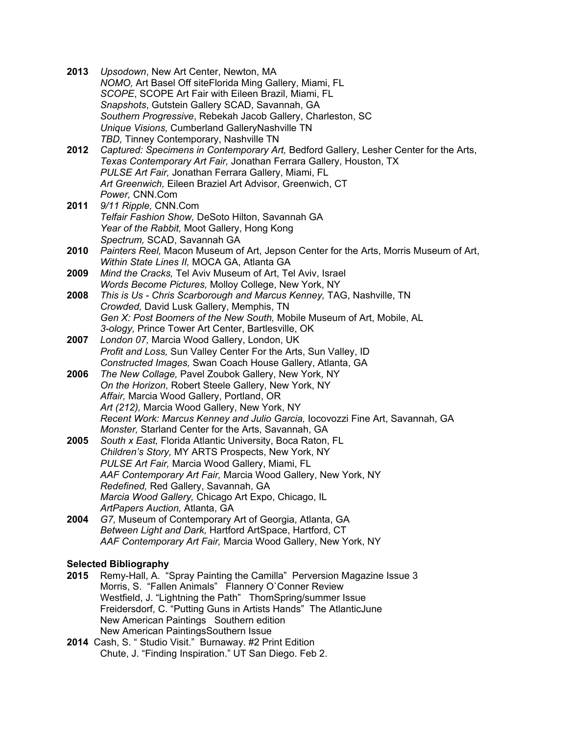**2013** *Upsodown*, New Art Center, Newton, MA
*NOMO,* Art Basel Off siteFlorida Ming Gallery, Miami, FL
*SCOPE*, SCOPE Art Fair with Eileen Brazil, Miami, FL
*Snapshots*, Gutstein Gallery SCAD, Savannah, GA
*Southern Progressive*, Rebekah Jacob Gallery, Charleston, SC
*Unique Visions,* Cumberland GalleryNashville TN
*TBD,* Tinney Contemporary, Nashville TN

**2012** *Captured: Specimens in Contemporary Art,* Bedford Gallery, Lesher Center for the Arts,
*Texas Contemporary Art Fair,* Jonathan Ferrara Gallery, Houston, TX
*PULSE Art Fair,* Jonathan Ferrara Gallery, Miami, FL
*Art Greenwich,* Eileen Braziel Art Advisor, Greenwich, CT
*Power,* CNN.Com

**2011** *9/11 Ripple,* CNN.Com
*Telfair Fashion Show,* DeSoto Hilton, Savannah GA
*Year of the Rabbit,* Moot Gallery, Hong Kong
*Spectrum,* SCAD, Savannah GA

**2010** *Painters Reel,* Macon Museum of Art, Jepson Center for the Arts, Morris Museum of Art,
*Within State Lines II,* MOCA GA, Atlanta GA

**2009** *Mind the Cracks,* Tel Aviv Museum of Art, Tel Aviv, Israel
*Words Become Pictures,* Molloy College, New York, NY

**2008** *This is Us - Chris Scarborough and Marcus Kenney,* TAG, Nashville, TN
*Crowded,* David Lusk Gallery, Memphis, TN
*Gen X: Post Boomers of the New South,* Mobile Museum of Art, Mobile, AL
*3-ology,* Prince Tower Art Center, Bartlesville, OK

**2007** *London 07,* Marcia Wood Gallery, London, UK
*Profit and Loss,* Sun Valley Center For the Arts, Sun Valley, ID
*Constructed Images,* Swan Coach House Gallery, Atlanta, GA

**2006** *The New Collage,* Pavel Zoubok Gallery, New York, NY
*On the Horizon,* Robert Steele Gallery, New York, NY
*Affair,* Marcia Wood Gallery, Portland, OR
*Art (212),* Marcia Wood Gallery, New York, NY
*Recent Work: Marcus Kenney and Julio Garcia,* Iocovozzi Fine Art, Savannah, GA
*Monster,* Starland Center for the Arts, Savannah, GA

**2005** *South x East,* Florida Atlantic University, Boca Raton, FL
*Children's Story,* MY ARTS Prospects, New York, NY
*PULSE Art Fair,* Marcia Wood Gallery, Miami, FL
*AAF Contemporary Art Fair,* Marcia Wood Gallery, New York, NY
*Redefined,* Red Gallery, Savannah, GA
*Marcia Wood Gallery,* Chicago Art Expo, Chicago, IL
*ArtPapers Auction,* Atlanta, GA

**2004** *G7,* Museum of Contemporary Art of Georgia, Atlanta, GA
*Between Light and Dark,* Hartford ArtSpace, Hartford, CT
*AAF Contemporary Art Fair,* Marcia Wood Gallery, New York, NY

**Selected Bibliography**

**2015** Remy-Hall, A. "Spray Painting the Camilla" Perversion Magazine Issue 3
Morris, S. "Fallen Animals" Flannery O`Conner Review
Westfield, J. "Lightning the Path" ThomSpring/summer Issue
Freidersdorf, C. "Putting Guns in Artists Hands" The AtlanticJune
New American Paintings Southern edition
New American PaintingsSouthern Issue

**2014** Cash, S. " Studio Visit." Burnaway. #2 Print Edition
Chute, J. "Finding Inspiration." UT San Diego. Feb 2.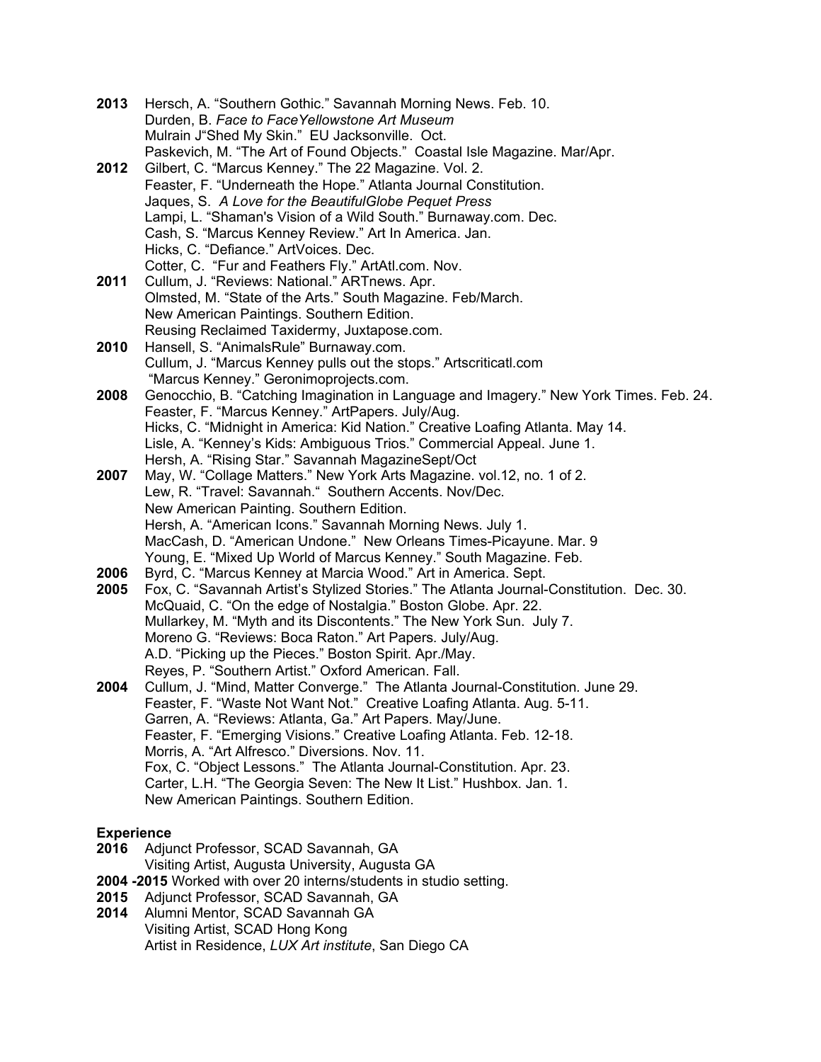**2013** Hersch, A. “Southern Gothic.” Savannah Morning News. Feb. 10.
Durden, B. *Face to FaceYellowstone Art Museum*
Mulrain J“Shed My Skin.” EU Jacksonville. Oct.
Paskevich, M. “The Art of Found Objects.” Coastal Isle Magazine. Mar/Apr.

**2012** Gilbert, C. “Marcus Kenney.” The 22 Magazine. Vol. 2.
Feaster, F. “Underneath the Hope.” Atlanta Journal Constitution.
Jaques, S. *A Love for the BeautifulGlobe Pequet Press*
Lampi, L. “Shaman's Vision of a Wild South.” Burnaway.com. Dec.
Cash, S. “Marcus Kenney Review.” Art In America. Jan.
Hicks, C. “Defiance.” ArtVoices. Dec.
Cotter, C. “Fur and Feathers Fly.” ArtAtl.com. Nov.

**2011** Cullum, J. “Reviews: National.” ARTnews. Apr.
Olmsted, M. “State of the Arts.” South Magazine. Feb/March.
New American Paintings. Southern Edition.
Reusing Reclaimed Taxidermy, Juxtapose.com.

**2010** Hansell, S. “AnimalsRule” Burnaway.com.
Cullum, J. “Marcus Kenney pulls out the stops.” Artscriticatl.com
“Marcus Kenney.” Geronimoprojects.com.

**2008** Genocchio, B. “Catching Imagination in Language and Imagery.” New York Times. Feb. 24.
Feaster, F. “Marcus Kenney.” ArtPapers. July/Aug.
Hicks, C. “Midnight in America: Kid Nation.” Creative Loafing Atlanta. May 14.
Lisle, A. “Kenney’s Kids: Ambiguous Trios.” Commercial Appeal. June 1.
Hersh, A. “Rising Star.” Savannah MagazineSept/Oct

**2007** May, W. “Collage Matters.” New York Arts Magazine. vol.12, no. 1 of 2.
Lew, R. “Travel: Savannah.“ Southern Accents. Nov/Dec.
New American Painting. Southern Edition.
Hersh, A. “American Icons.” Savannah Morning News. July 1.
MacCash, D. “American Undone.” New Orleans Times-Picayune. Mar. 9
Young, E. “Mixed Up World of Marcus Kenney.” South Magazine. Feb.

**2006** Byrd, C. “Marcus Kenney at Marcia Wood.” Art in America. Sept.

**2005** Fox, C. “Savannah Artist’s Stylized Stories.” The Atlanta Journal-Constitution. Dec. 30.
McQuaid, C. “On the edge of Nostalgia.” Boston Globe. Apr. 22.
Mullarkey, M. “Myth and its Discontents.” The New York Sun. July 7.
Moreno G. “Reviews: Boca Raton.” Art Papers. July/Aug.
A.D. “Picking up the Pieces.” Boston Spirit. Apr./May.
Reyes, P. “Southern Artist.” Oxford American. Fall.

**2004** Cullum, J. “Mind, Matter Converge.” The Atlanta Journal-Constitution. June 29.
Feaster, F. “Waste Not Want Not.” Creative Loafing Atlanta. Aug. 5-11.
Garren, A. “Reviews: Atlanta, Ga.” Art Papers. May/June.
Feaster, F. “Emerging Visions.” Creative Loafing Atlanta. Feb. 12-18.
Morris, A. “Art Alfresco.” Diversions. Nov. 11.
Fox, C. “Object Lessons.” The Atlanta Journal-Constitution. Apr. 23.
Carter, L.H. “The Georgia Seven: The New It List.” Hushbox. Jan. 1.
New American Paintings. Southern Edition.

**Experience**

**2016** Adjunct Professor, SCAD Savannah, GA
Visiting Artist, Augusta University, Augusta GA

**2004 -2015** Worked with over 20 interns/students in studio setting.

**2015** Adjunct Professor, SCAD Savannah, GA

**2014** Alumni Mentor, SCAD Savannah GA
Visiting Artist, SCAD Hong Kong
Artist in Residence, *LUX Art institute*, San Diego CA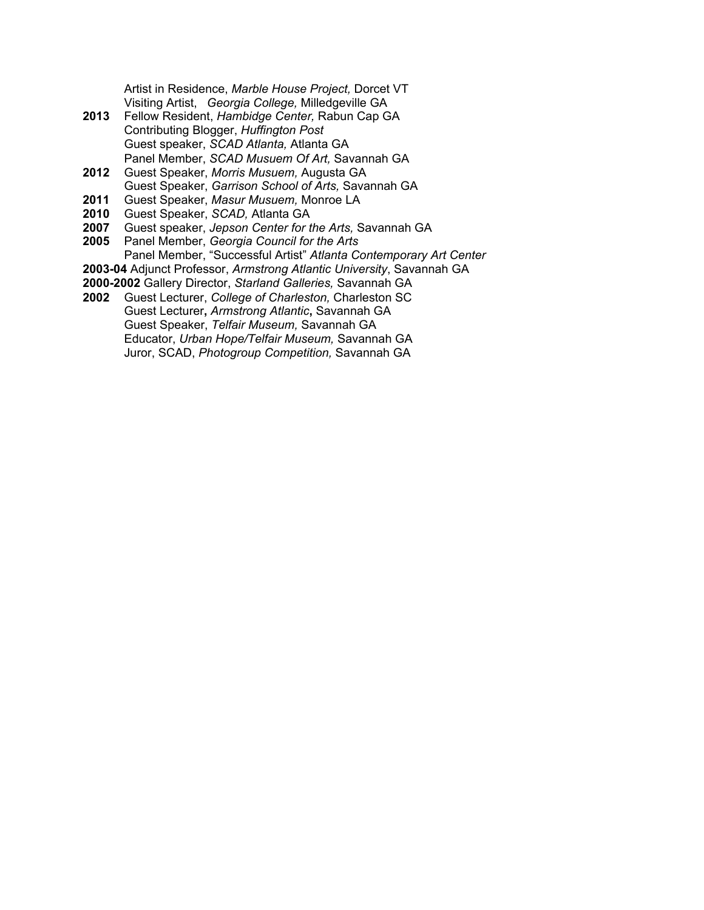Artist in Residence, *Marble House Project,* Dorcet VT
Visiting Artist, *Georgia College,* Milledgeville GA

**2013** Fellow Resident, *Hambidge Center,* Rabun Cap GA
Contributing Blogger, *Huffington Post*
Guest speaker, *SCAD Atlanta,* Atlanta GA
Panel Member, *SCAD Musuem Of Art,* Savannah GA

**2012** Guest Speaker, *Morris Musuem,* Augusta GA
Guest Speaker, *Garrison School of Arts,* Savannah GA

**2011** Guest Speaker, *Masur Musuem,* Monroe LA

**2010** Guest Speaker, *SCAD,* Atlanta GA

**2007** Guest speaker, *Jepson Center for the Arts,* Savannah GA

**2005** Panel Member, *Georgia Council for the Arts*
Panel Member, "Successful Artist" *Atlanta Contemporary Art Center*

**2003-04** Adjunct Professor, *Armstrong Atlantic University*, Savannah GA

**2000-2002** Gallery Director, *Starland Galleries,* Savannah GA

**2002** Guest Lecturer, *College of Charleston,* Charleston SC
Guest Lecturer**,** *Armstrong Atlantic***,** Savannah GA
Guest Speaker, *Telfair Museum,* Savannah GA
Educator, *Urban Hope/Telfair Museum,* Savannah GA
Juror, SCAD, *Photogroup Competition,* Savannah GA